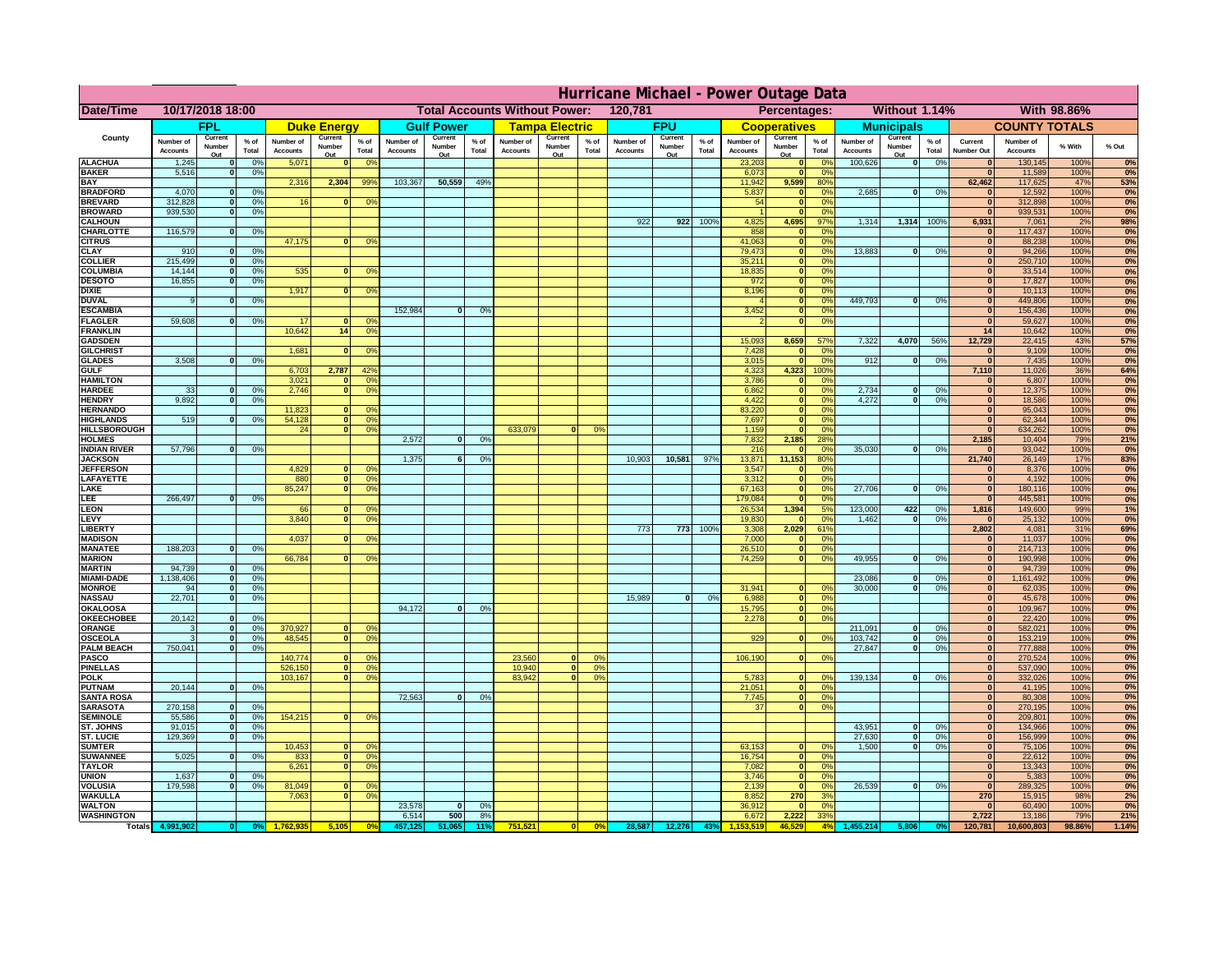# Hurricane Michael - Power Outage Data

**Date/Time:** 10/17/2018 18:00 | **Total Accounts Without Power:** 120,781 | **Percentages:** Without 1.14% | With 98.86%

| County | FPL | | | Duke Energy | | | Gulf Power | | | Tampa Electric | | | FPU | | | Cooperatives | | | Municipals | | | COUNTY TOTALS | | | |
|---|---|---|---|---|---|---|---|---|---|---|---|---|---|---|---|---|---|---|---|---|---|---|---|---|---|
| | Number of Accounts | Current Number Out | % of Total | Number of Accounts | Current Number Out | % of Total | Number of Accounts | Current Number Out | % of Total | Number of Accounts | Current Number Out | % of Total | Number of Accounts | Current Number Out | % of Total | Number of Accounts | Current Number Out | % of Total | Number of Accounts | Current Number Out | % of Total | Current Number Out | Number of Accounts | % With | % Out |
| ALACHUA | 1,245 | 0 | 0% | 5,071 | 0 | 0% | | | | | | | | | | 23,203 | 0 | 0% | 100,626 | 0 | 0% | 0 | 130,145 | 100% | 0% |
| BAKER | 5,516 | 0 | 0% | | | | | | | | | | | | | 6,073 | 0 | 0% | | | | 0 | 11,589 | 100% | 0% |
| BAY | | | | 2,316 | 2,304 | 99% | 103,367 | 50,559 | 49% | | | | | | | 11,942 | 9,599 | 80% | | | | 62,462 | 117,625 | 47% | 53% |
| BRADFORD | 4,070 | 0 | 0% | | | | | | | | | | | | | 5,837 | 0 | 0% | 2,685 | 0 | 0% | 0 | 12,592 | 100% | 0% |
| BREVARD | 312,828 | 0 | 0% | 16 | 0 | 0% | | | | | | | | | | 54 | 0 | 0% | | | | 0 | 312,898 | 100% | 0% |
| BROWARD | 939,530 | 0 | 0% | | | | | | | | | | | | | 1 | 0 | 0% | | | | 0 | 939,531 | 100% | 0% |
| CALHOUN | | | | | | | | | | | | | 922 | 922 | 100% | 4,825 | 4,695 | 97% | 1,314 | 1,314 | 100% | 6,931 | 7,061 | 2% | 98% |
| CHARLOTTE | 116,579 | 0 | 0% | | | | | | | | | | | | | 858 | 0 | 0% | | | | 0 | 117,437 | 100% | 0% |
| CITRUS | | | | 47,175 | 0 | 0% | | | | | | | | | | 41,063 | 0 | 0% | | | | 0 | 88,238 | 100% | 0% |
| CLAY | 910 | 0 | 0% | | | | | | | | | | | | | 79,473 | 0 | 0% | 13,883 | 0 | 0% | 0 | 94,266 | 100% | 0% |
| COLLIER | 215,499 | 0 | 0% | | | | | | | | | | | | | 35,211 | 0 | 0% | | | | 0 | 250,710 | 100% | 0% |
| COLUMBIA | 14,144 | 0 | 0% | 535 | 0 | 0% | | | | | | | | | | 18,835 | 0 | 0% | | | | 0 | 33,514 | 100% | 0% |
| DESOTO | 16,855 | 0 | 0% | | | | | | | | | | | | | 972 | 0 | 0% | | | | 0 | 17,827 | 100% | 0% |
| DIXIE | | | | 1,917 | 0 | 0% | | | | | | | | | | 8,196 | 0 | 0% | | | | 0 | 10,113 | 100% | 0% |
| DUVAL | 9 | 0 | 0% | | | | | | | | | | | | | 4 | 0 | 0% | 449,793 | 0 | 0% | 0 | 449,806 | 100% | 0% |
| ESCAMBIA | | | | | | | 152,984 | 0 | 0% | | | | | | | 3,452 | 0 | 0% | | | | 0 | 156,436 | 100% | 0% |
| FLAGLER | 59,608 | 0 | 0% | 17 | 0 | 0% | | | | | | | | | | 2 | 0 | 0% | | | | 0 | 59,627 | 100% | 0% |
| FRANKLIN | | | | 10,642 | 14 | 0% | | | | | | | | | | | | | | | | 14 | 10,642 | 100% | 0% |
| GADSDEN | | | | | | | | | | | | | | | | 15,093 | 8,659 | 57% | 7,322 | 4,070 | 56% | 12,729 | 22,415 | 43% | 57% |
| GILCHRIST | | | | 1,681 | 0 | 0% | | | | | | | | | | 7,428 | 0 | 0% | | | | 0 | 9,109 | 100% | 0% |
| GLADES | 3,508 | 0 | 0% | | | | | | | | | | | | | 3,015 | 0 | 0% | 912 | 0 | 0% | 0 | 7,435 | 100% | 0% |
| GULF | | | | 6,703 | 2,787 | 42% | | | | | | | | | | 4,323 | 4,323 | 100% | | | | 7,110 | 11,026 | 36% | 64% |
| HAMILTON | | | | 3,021 | 0 | 0% | | | | | | | | | | 3,786 | 0 | 0% | | | | 0 | 6,807 | 100% | 0% |
| HARDEE | 33 | 0 | 0% | 2,746 | 0 | 0% | | | | | | | | | | 6,862 | 0 | 0% | 2,734 | 0 | 0% | 0 | 12,375 | 100% | 0% |
| HENDRY | 9,892 | 0 | 0% | | | | | | | | | | | | | 4,422 | 0 | 0% | 4,272 | 0 | 0% | 0 | 18,586 | 100% | 0% |
| HERNANDO | | | | 11,823 | 0 | 0% | | | | | | | | | | 83,220 | 0 | 0% | | | | 0 | 95,043 | 100% | 0% |
| HIGHLANDS | 519 | 0 | 0% | 54,128 | 0 | 0% | | | | | | | | | | 7,697 | 0 | 0% | | | | 0 | 62,344 | 100% | 0% |
| HILLSBOROUGH | | | | 24 | 0 | 0% | | | | 633,079 | 0 | 0% | | | | 1,159 | 0 | 0% | | | | 0 | 634,262 | 100% | 0% |
| HOLMES | | | | | | | 2,572 | 0 | 0% | | | | | | | 7,832 | 2,185 | 28% | | | | 2,185 | 10,404 | 79% | 21% |
| INDIAN RIVER | 57,796 | 0 | 0% | | | | | | | | | | | | | 216 | 0 | 0% | 35,030 | 0 | 0% | 0 | 93,042 | 100% | 0% |
| JACKSON | | | | | | | 1,375 | 6 | 0% | | | | 10,903 | 10,581 | 97% | 13,871 | 11,153 | 80% | | | | 21,740 | 26,149 | 17% | 83% |
| JEFFERSON | | | | 4,829 | 0 | 0% | | | | | | | | | | 3,547 | 0 | 0% | | | | 0 | 8,376 | 100% | 0% |
| LAFAYETTE | | | | 880 | 0 | 0% | | | | | | | | | | 3,312 | 0 | 0% | | | | 0 | 4,192 | 100% | 0% |
| LAKE | | | | 85,247 | 0 | 0% | | | | | | | | | | 67,163 | 0 | 0% | 27,706 | 0 | 0% | 0 | 180,116 | 100% | 0% |
| LEE | 266,497 | 0 | 0% | | | | | | | | | | | | | 179,084 | 0 | 0% | | | | 0 | 445,581 | 100% | 0% |
| LEON | | | | 66 | 0 | 0% | | | | | | | | | | 26,534 | 1,394 | 5% | 123,000 | 422 | 0% | 1,816 | 149,600 | 99% | 1% |
| LEVY | | | | 3,840 | 0 | 0% | | | | | | | | | | 19,830 | 0 | 0% | 1,462 | 0 | 0% | 0 | 25,132 | 100% | 0% |
| LIBERTY | | | | | | | | | | | | | 773 | 773 | 100% | 3,308 | 2,029 | 61% | | | | 2,802 | 4,081 | 31% | 69% |
| MADISON | | | | 4,037 | 0 | 0% | | | | | | | | | | 7,000 | 0 | 0% | | | | 0 | 11,037 | 100% | 0% |
| MANATEE | 188,203 | 0 | 0% | | | | | | | | | | | | | 26,510 | 0 | 0% | | | | 0 | 214,713 | 100% | 0% |
| MARION | | | | 66,784 | 0 | 0% | | | | | | | | | | 74,259 | 0 | 0% | 49,955 | 0 | 0% | 0 | 190,998 | 100% | 0% |
| MARTIN | 94,739 | 0 | 0% | | | | | | | | | | | | | | | | | | | 0 | 94,739 | 100% | 0% |
| MIAMI-DADE | 1,138,406 | 0 | 0% | | | | | | | | | | | | | | | | 23,086 | 0 | 0% | 0 | 1,161,492 | 100% | 0% |
| MONROE | 94 | 0 | 0% | | | | | | | | | | | | | 31,941 | 0 | 0% | 30,000 | 0 | 0% | 0 | 62,035 | 100% | 0% |
| NASSAU | 22,701 | 0 | 0% | | | | | | | | | | 15,989 | 0 | 0% | 6,988 | 0 | 0% | | | | 0 | 45,678 | 100% | 0% |
| OKALOOSA | | | | | | | 94,172 | 0 | 0% | | | | | | | 15,795 | 0 | 0% | | | | 0 | 109,967 | 100% | 0% |
| OKEECHOBEE | 20,142 | 0 | 0% | | | | | | | | | | | | | 2,278 | 0 | 0% | | | | 0 | 22,420 | 100% | 0% |
| ORANGE | 3 | 0 | 0% | 370,927 | 0 | 0% | | | | | | | | | | | | | 211,091 | 0 | 0% | 0 | 582,021 | 100% | 0% |
| OSCEOLA | 3 | 0 | 0% | 48,545 | 0 | 0% | | | | | | | | | | 929 | 0 | 0% | 103,742 | 0 | 0% | 0 | 153,219 | 100% | 0% |
| PALM BEACH | 750,041 | 0 | 0% | | | | | | | | | | | | | | | | 27,847 | 0 | 0% | 0 | 777,888 | 100% | 0% |
| PASCO | | | | 140,774 | 0 | 0% | | | | 23,560 | 0 | 0% | | | | 106,190 | 0 | 0% | | | | 0 | 270,524 | 100% | 0% |
| PINELLAS | | | | 526,150 | 0 | 0% | | | | 10,940 | 0 | 0% | | | | | | | | | | 0 | 537,090 | 100% | 0% |
| POLK | | | | 103,167 | 0 | 0% | | | | 83,942 | 0 | 0% | | | | 5,783 | 0 | 0% | 139,134 | 0 | 0% | 0 | 332,026 | 100% | 0% |
| PUTNAM | 20,144 | 0 | 0% | | | | | | | | | | | | | 21,051 | 0 | 0% | | | | 0 | 41,195 | 100% | 0% |
| SANTA ROSA | | | | | | | 72,563 | 0 | 0% | | | | | | | 7,745 | 0 | 0% | | | | 0 | 80,308 | 100% | 0% |
| SARASOTA | 270,158 | 0 | 0% | | | | | | | | | | | | | 37 | 0 | 0% | | | | 0 | 270,195 | 100% | 0% |
| SEMINOLE | 55,586 | 0 | 0% | 154,215 | 0 | 0% | | | | | | | | | | | | | | | | 0 | 209,801 | 100% | 0% |
| ST. JOHNS | 91,015 | 0 | 0% | | | | | | | | | | | | | | | | 43,951 | 0 | 0% | 0 | 134,966 | 100% | 0% |
| ST. LUCIE | 129,369 | 0 | 0% | | | | | | | | | | | | | | | | 27,630 | 0 | 0% | 0 | 156,999 | 100% | 0% |
| SUMTER | | | | 10,453 | 0 | 0% | | | | | | | | | | 63,153 | 0 | 0% | 1,500 | 0 | 0% | 0 | 75,106 | 100% | 0% |
| SUWANNEE | 5,025 | 0 | 0% | 833 | 0 | 0% | | | | | | | | | | 16,754 | 0 | 0% | | | | 0 | 22,612 | 100% | 0% |
| TAYLOR | | | | 6,261 | 0 | 0% | | | | | | | | | | 7,082 | 0 | 0% | | | | 0 | 13,343 | 100% | 0% |
| UNION | 1,637 | 0 | 0% | | | | | | | | | | | | | 3,746 | 0 | 0% | | | | 0 | 5,383 | 100% | 0% |
| VOLUSIA | 179,598 | 0 | 0% | 81,049 | 0 | 0% | | | | | | | | | | 2,139 | 0 | 0% | 26,539 | 0 | 0% | 0 | 289,325 | 100% | 0% |
| WAKULLA | | | | 7,063 | 0 | 0% | | | | | | | | | | 8,852 | 270 | 3% | | | | 270 | 15,915 | 98% | 2% |
| WALTON | | | | | | | 23,578 | 0 | 0% | | | | | | | 36,912 | 0 | 0% | | | | 0 | 60,490 | 100% | 0% |
| WASHINGTON | | | | | | | 6,514 | 500 | 8% | | | | | | | 6,672 | 2,222 | 33% | | | | 2,722 | 13,186 | 79% | 21% |
| Totals | 4,991,902 | 0 | 0% | 1,762,935 | 5,105 | 0% | 457,125 | 51,065 | 11% | 751,521 | 0 | 0% | 28,587 | 12,276 | 43% | 1,153,519 | 46,529 | 4% | 1,455,214 | 5,806 | 0% | 120,781 | 10,600,803 | 98.86% | 1.14% |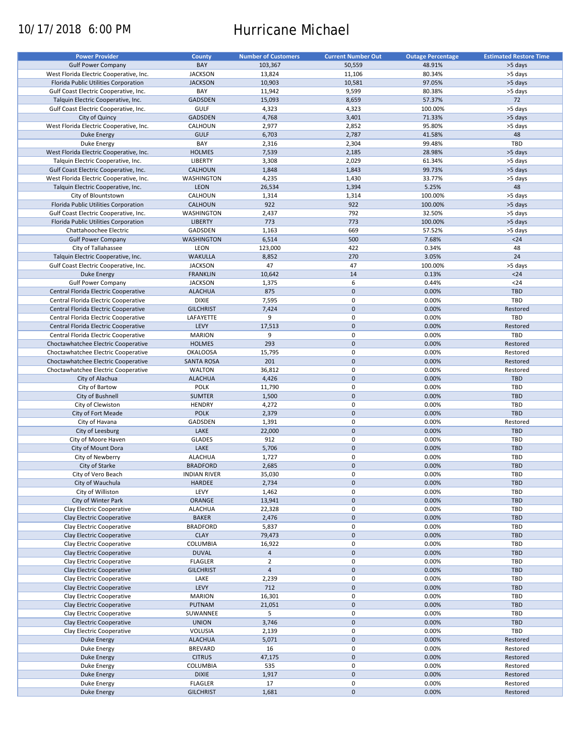10/17/2018 6:00 PM

# Hurricane Michael

| Power Provider | County | Number of Customers | Current Number Out | Outage Percentage | Estimated Restore Time |
|---|---|---|---|---|---|
| Gulf Power Company | BAY | 103,367 | 50,559 | 48.91% | >5 days |
| West Florida Electric Cooperative, Inc. | JACKSON | 13,824 | 11,106 | 80.34% | >5 days |
| Florida Public Utilities Corporation | JACKSON | 10,903 | 10,581 | 97.05% | >5 days |
| Gulf Coast Electric Cooperative, Inc. | BAY | 11,942 | 9,599 | 80.38% | >5 days |
| Talquin Electric Cooperative, Inc. | GADSDEN | 15,093 | 8,659 | 57.37% | 72 |
| Gulf Coast Electric Cooperative, Inc. | GULF | 4,323 | 4,323 | 100.00% | >5 days |
| City of Quincy | GADSDEN | 4,768 | 3,401 | 71.33% | >5 days |
| West Florida Electric Cooperative, Inc. | CALHOUN | 2,977 | 2,852 | 95.80% | >5 days |
| Duke Energy | GULF | 6,703 | 2,787 | 41.58% | 48 |
| Duke Energy | BAY | 2,316 | 2,304 | 99.48% | TBD |
| West Florida Electric Cooperative, Inc. | HOLMES | 7,539 | 2,185 | 28.98% | >5 days |
| Talquin Electric Cooperative, Inc. | LIBERTY | 3,308 | 2,029 | 61.34% | >5 days |
| Gulf Coast Electric Cooperative, Inc. | CALHOUN | 1,848 | 1,843 | 99.73% | >5 days |
| West Florida Electric Cooperative, Inc. | WASHINGTON | 4,235 | 1,430 | 33.77% | >5 days |
| Talquin Electric Cooperative, Inc. | LEON | 26,534 | 1,394 | 5.25% | 48 |
| City of Blountstown | CALHOUN | 1,314 | 1,314 | 100.00% | >5 days |
| Florida Public Utilities Corporation | CALHOUN | 922 | 922 | 100.00% | >5 days |
| Gulf Coast Electric Cooperative, Inc. | WASHINGTON | 2,437 | 792 | 32.50% | >5 days |
| Florida Public Utilities Corporation | LIBERTY | 773 | 773 | 100.00% | >5 days |
| Chattahoochee Electric | GADSDEN | 1,163 | 669 | 57.52% | >5 days |
| Gulf Power Company | WASHINGTON | 6,514 | 500 | 7.68% | <24 |
| City of Tallahassee | LEON | 123,000 | 422 | 0.34% | 48 |
| Talquin Electric Cooperative, Inc. | WAKULLA | 8,852 | 270 | 3.05% | 24 |
| Gulf Coast Electric Cooperative, Inc. | JACKSON | 47 | 47 | 100.00% | >5 days |
| Duke Energy | FRANKLIN | 10,642 | 14 | 0.13% | <24 |
| Gulf Power Company | JACKSON | 1,375 | 6 | 0.44% | <24 |
| Central Florida Electric Cooperative | ALACHUA | 875 | 0 | 0.00% | TBD |
| Central Florida Electric Cooperative | DIXIE | 7,595 | 0 | 0.00% | TBD |
| Central Florida Electric Cooperative | GILCHRIST | 7,424 | 0 | 0.00% | Restored |
| Central Florida Electric Cooperative | LAFAYETTE | 9 | 0 | 0.00% | TBD |
| Central Florida Electric Cooperative | LEVY | 17,513 | 0 | 0.00% | Restored |
| Central Florida Electric Cooperative | MARION | 9 | 0 | 0.00% | TBD |
| Choctawhatchee Electric Cooperative | HOLMES | 293 | 0 | 0.00% | Restored |
| Choctawhatchee Electric Cooperative | OKALOOSA | 15,795 | 0 | 0.00% | Restored |
| Choctawhatchee Electric Cooperative | SANTA ROSA | 201 | 0 | 0.00% | Restored |
| Choctawhatchee Electric Cooperative | WALTON | 36,812 | 0 | 0.00% | Restored |
| City of Alachua | ALACHUA | 4,426 | 0 | 0.00% | TBD |
| City of Bartow | POLK | 11,790 | 0 | 0.00% | TBD |
| City of Bushnell | SUMTER | 1,500 | 0 | 0.00% | TBD |
| City of Clewiston | HENDRY | 4,272 | 0 | 0.00% | TBD |
| City of Fort Meade | POLK | 2,379 | 0 | 0.00% | TBD |
| City of Havana | GADSDEN | 1,391 | 0 | 0.00% | Restored |
| City of Leesburg | LAKE | 22,000 | 0 | 0.00% | TBD |
| City of Moore Haven | GLADES | 912 | 0 | 0.00% | TBD |
| City of Mount Dora | LAKE | 5,706 | 0 | 0.00% | TBD |
| City of Newberry | ALACHUA | 1,727 | 0 | 0.00% | TBD |
| City of Starke | BRADFORD | 2,685 | 0 | 0.00% | TBD |
| City of Vero Beach | INDIAN RIVER | 35,030 | 0 | 0.00% | TBD |
| City of Wauchula | HARDEE | 2,734 | 0 | 0.00% | TBD |
| City of Williston | LEVY | 1,462 | 0 | 0.00% | TBD |
| City of Winter Park | ORANGE | 13,941 | 0 | 0.00% | TBD |
| Clay Electric Cooperative | ALACHUA | 22,328 | 0 | 0.00% | TBD |
| Clay Electric Cooperative | BAKER | 2,476 | 0 | 0.00% | TBD |
| Clay Electric Cooperative | BRADFORD | 5,837 | 0 | 0.00% | TBD |
| Clay Electric Cooperative | CLAY | 79,473 | 0 | 0.00% | TBD |
| Clay Electric Cooperative | COLUMBIA | 16,922 | 0 | 0.00% | TBD |
| Clay Electric Cooperative | DUVAL | 4 | 0 | 0.00% | TBD |
| Clay Electric Cooperative | FLAGLER | 2 | 0 | 0.00% | TBD |
| Clay Electric Cooperative | GILCHRIST | 4 | 0 | 0.00% | TBD |
| Clay Electric Cooperative | LAKE | 2,239 | 0 | 0.00% | TBD |
| Clay Electric Cooperative | LEVY | 712 | 0 | 0.00% | TBD |
| Clay Electric Cooperative | MARION | 16,301 | 0 | 0.00% | TBD |
| Clay Electric Cooperative | PUTNAM | 21,051 | 0 | 0.00% | TBD |
| Clay Electric Cooperative | SUWANNEE | 5 | 0 | 0.00% | TBD |
| Clay Electric Cooperative | UNION | 3,746 | 0 | 0.00% | TBD |
| Clay Electric Cooperative | VOLUSIA | 2,139 | 0 | 0.00% | TBD |
| Duke Energy | ALACHUA | 5,071 | 0 | 0.00% | Restored |
| Duke Energy | BREVARD | 16 | 0 | 0.00% | Restored |
| Duke Energy | CITRUS | 47,175 | 0 | 0.00% | Restored |
| Duke Energy | COLUMBIA | 535 | 0 | 0.00% | Restored |
| Duke Energy | DIXIE | 1,917 | 0 | 0.00% | Restored |
| Duke Energy | FLAGLER | 17 | 0 | 0.00% | Restored |
| Duke Energy | GILCHRIST | 1,681 | 0 | 0.00% | Restored |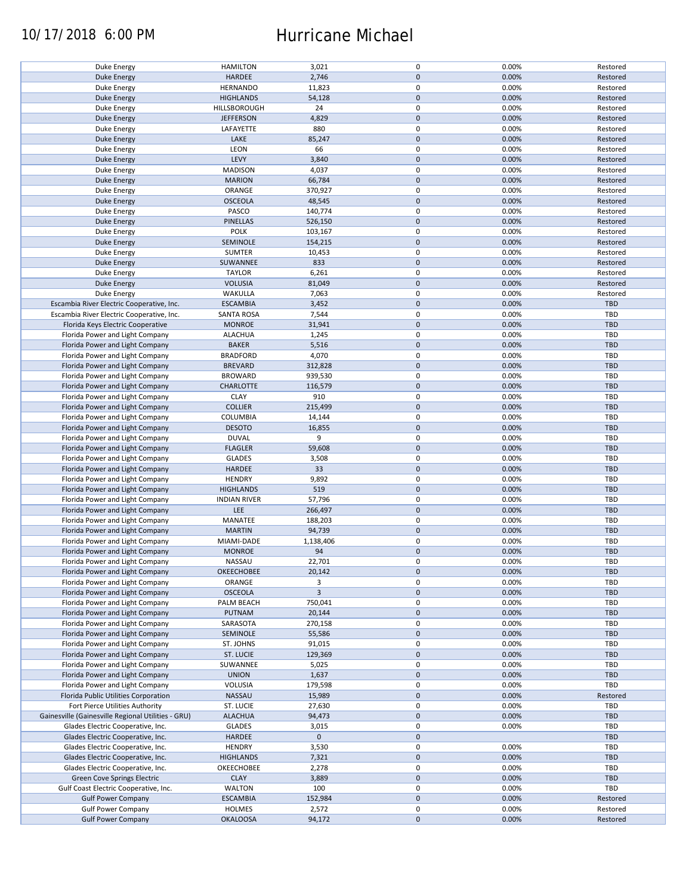# 10/17/2018 6:00 PM Hurricane Michael

| | | | | | |
|---|---|---|---|---|---|
| Duke Energy | HAMILTON | 3,021 | 0 | 0.00% | Restored |
| Duke Energy | HARDEE | 2,746 | 0 | 0.00% | Restored |
| Duke Energy | HERNANDO | 11,823 | 0 | 0.00% | Restored |
| Duke Energy | HIGHLANDS | 54,128 | 0 | 0.00% | Restored |
| Duke Energy | HILLSBOROUGH | 24 | 0 | 0.00% | Restored |
| Duke Energy | JEFFERSON | 4,829 | 0 | 0.00% | Restored |
| Duke Energy | LAFAYETTE | 880 | 0 | 0.00% | Restored |
| Duke Energy | LAKE | 85,247 | 0 | 0.00% | Restored |
| Duke Energy | LEON | 66 | 0 | 0.00% | Restored |
| Duke Energy | LEVY | 3,840 | 0 | 0.00% | Restored |
| Duke Energy | MADISON | 4,037 | 0 | 0.00% | Restored |
| Duke Energy | MARION | 66,784 | 0 | 0.00% | Restored |
| Duke Energy | ORANGE | 370,927 | 0 | 0.00% | Restored |
| Duke Energy | OSCEOLA | 48,545 | 0 | 0.00% | Restored |
| Duke Energy | PASCO | 140,774 | 0 | 0.00% | Restored |
| Duke Energy | PINELLAS | 526,150 | 0 | 0.00% | Restored |
| Duke Energy | POLK | 103,167 | 0 | 0.00% | Restored |
| Duke Energy | SEMINOLE | 154,215 | 0 | 0.00% | Restored |
| Duke Energy | SUMTER | 10,453 | 0 | 0.00% | Restored |
| Duke Energy | SUWANNEE | 833 | 0 | 0.00% | Restored |
| Duke Energy | TAYLOR | 6,261 | 0 | 0.00% | Restored |
| Duke Energy | VOLUSIA | 81,049 | 0 | 0.00% | Restored |
| Duke Energy | WAKULLA | 7,063 | 0 | 0.00% | Restored |
| Escambia River Electric Cooperative, Inc. | ESCAMBIA | 3,452 | 0 | 0.00% | TBD |
| Escambia River Electric Cooperative, Inc. | SANTA ROSA | 7,544 | 0 | 0.00% | TBD |
| Florida Keys Electric Cooperative | MONROE | 31,941 | 0 | 0.00% | TBD |
| Florida Power and Light Company | ALACHUA | 1,245 | 0 | 0.00% | TBD |
| Florida Power and Light Company | BAKER | 5,516 | 0 | 0.00% | TBD |
| Florida Power and Light Company | BRADFORD | 4,070 | 0 | 0.00% | TBD |
| Florida Power and Light Company | BREVARD | 312,828 | 0 | 0.00% | TBD |
| Florida Power and Light Company | BROWARD | 939,530 | 0 | 0.00% | TBD |
| Florida Power and Light Company | CHARLOTTE | 116,579 | 0 | 0.00% | TBD |
| Florida Power and Light Company | CLAY | 910 | 0 | 0.00% | TBD |
| Florida Power and Light Company | COLLIER | 215,499 | 0 | 0.00% | TBD |
| Florida Power and Light Company | COLUMBIA | 14,144 | 0 | 0.00% | TBD |
| Florida Power and Light Company | DESOTO | 16,855 | 0 | 0.00% | TBD |
| Florida Power and Light Company | DUVAL | 9 | 0 | 0.00% | TBD |
| Florida Power and Light Company | FLAGLER | 59,608 | 0 | 0.00% | TBD |
| Florida Power and Light Company | GLADES | 3,508 | 0 | 0.00% | TBD |
| Florida Power and Light Company | HARDEE | 33 | 0 | 0.00% | TBD |
| Florida Power and Light Company | HENDRY | 9,892 | 0 | 0.00% | TBD |
| Florida Power and Light Company | HIGHLANDS | 519 | 0 | 0.00% | TBD |
| Florida Power and Light Company | INDIAN RIVER | 57,796 | 0 | 0.00% | TBD |
| Florida Power and Light Company | LEE | 266,497 | 0 | 0.00% | TBD |
| Florida Power and Light Company | MANATEE | 188,203 | 0 | 0.00% | TBD |
| Florida Power and Light Company | MARTIN | 94,739 | 0 | 0.00% | TBD |
| Florida Power and Light Company | MIAMI-DADE | 1,138,406 | 0 | 0.00% | TBD |
| Florida Power and Light Company | MONROE | 94 | 0 | 0.00% | TBD |
| Florida Power and Light Company | NASSAU | 22,701 | 0 | 0.00% | TBD |
| Florida Power and Light Company | OKEECHOBEE | 20,142 | 0 | 0.00% | TBD |
| Florida Power and Light Company | ORANGE | 3 | 0 | 0.00% | TBD |
| Florida Power and Light Company | OSCEOLA | 3 | 0 | 0.00% | TBD |
| Florida Power and Light Company | PALM BEACH | 750,041 | 0 | 0.00% | TBD |
| Florida Power and Light Company | PUTNAM | 20,144 | 0 | 0.00% | TBD |
| Florida Power and Light Company | SARASOTA | 270,158 | 0 | 0.00% | TBD |
| Florida Power and Light Company | SEMINOLE | 55,586 | 0 | 0.00% | TBD |
| Florida Power and Light Company | ST. JOHNS | 91,015 | 0 | 0.00% | TBD |
| Florida Power and Light Company | ST. LUCIE | 129,369 | 0 | 0.00% | TBD |
| Florida Power and Light Company | SUWANNEE | 5,025 | 0 | 0.00% | TBD |
| Florida Power and Light Company | UNION | 1,637 | 0 | 0.00% | TBD |
| Florida Power and Light Company | VOLUSIA | 179,598 | 0 | 0.00% | TBD |
| Florida Public Utilities Corporation | NASSAU | 15,989 | 0 | 0.00% | Restored |
| Fort Pierce Utilities Authority | ST. LUCIE | 27,630 | 0 | 0.00% | TBD |
| Gainesville (Gainesville Regional Utilities - GRU) | ALACHUA | 94,473 | 0 | 0.00% | TBD |
| Glades Electric Cooperative, Inc. | GLADES | 3,015 | 0 | 0.00% | TBD |
| Glades Electric Cooperative, Inc. | HARDEE | 0 | 0 | | TBD |
| Glades Electric Cooperative, Inc. | HENDRY | 3,530 | 0 | 0.00% | TBD |
| Glades Electric Cooperative, Inc. | HIGHLANDS | 7,321 | 0 | 0.00% | TBD |
| Glades Electric Cooperative, Inc. | OKEECHOBEE | 2,278 | 0 | 0.00% | TBD |
| Green Cove Springs Electric | CLAY | 3,889 | 0 | 0.00% | TBD |
| Gulf Coast Electric Cooperative, Inc. | WALTON | 100 | 0 | 0.00% | TBD |
| Gulf Power Company | ESCAMBIA | 152,984 | 0 | 0.00% | Restored |
| Gulf Power Company | HOLMES | 2,572 | 0 | 0.00% | Restored |
| Gulf Power Company | OKALOOSA | 94,172 | 0 | 0.00% | Restored |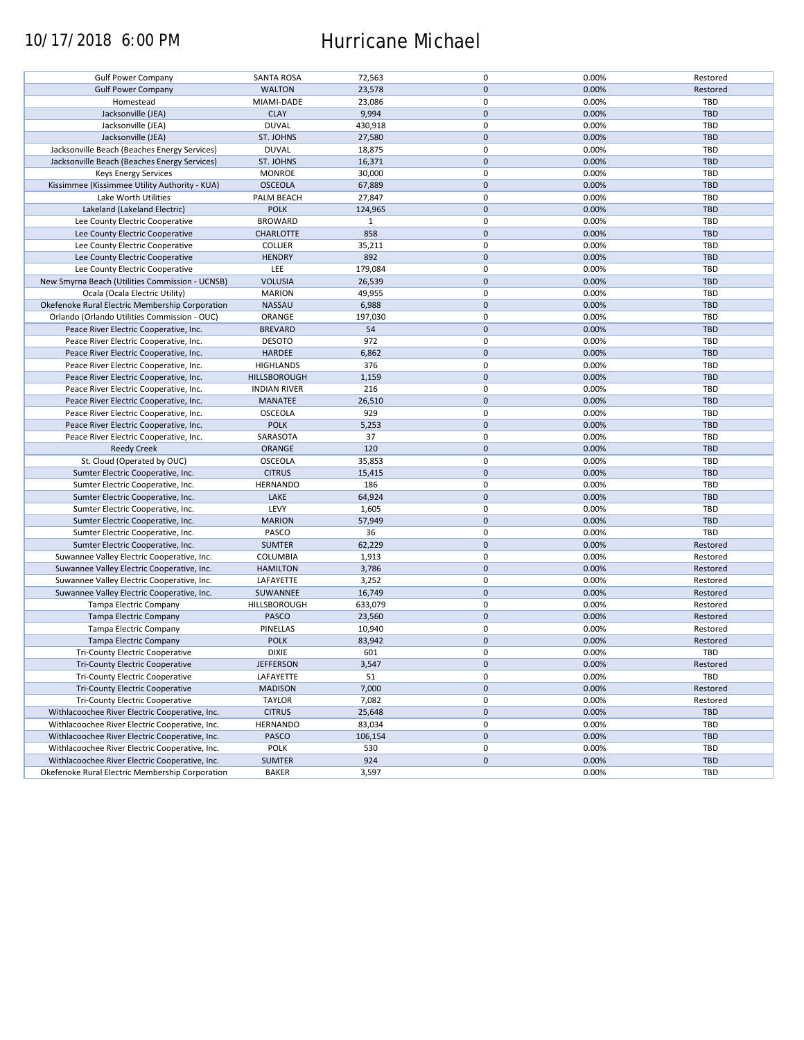10/17/2018 6:00 PM

# Hurricane Michael

| | | | | | |
|---|---|---|---|---|---|
| Gulf Power Company | SANTA ROSA | 72,563 | 0 | 0.00% | Restored |
| Gulf Power Company | WALTON | 23,578 | 0 | 0.00% | Restored |
| Homestead | MIAMI-DADE | 23,086 | 0 | 0.00% | TBD |
| Jacksonville (JEA) | CLAY | 9,994 | 0 | 0.00% | TBD |
| Jacksonville (JEA) | DUVAL | 430,918 | 0 | 0.00% | TBD |
| Jacksonville (JEA) | ST. JOHNS | 27,580 | 0 | 0.00% | TBD |
| Jacksonville Beach (Beaches Energy Services) | DUVAL | 18,875 | 0 | 0.00% | TBD |
| Jacksonville Beach (Beaches Energy Services) | ST. JOHNS | 16,371 | 0 | 0.00% | TBD |
| Keys Energy Services | MONROE | 30,000 | 0 | 0.00% | TBD |
| Kissimmee (Kissimmee Utility Authority - KUA) | OSCEOLA | 67,889 | 0 | 0.00% | TBD |
| Lake Worth Utilities | PALM BEACH | 27,847 | 0 | 0.00% | TBD |
| Lakeland (Lakeland Electric) | POLK | 124,965 | 0 | 0.00% | TBD |
| Lee County Electric Cooperative | BROWARD | 1 | 0 | 0.00% | TBD |
| Lee County Electric Cooperative | CHARLOTTE | 858 | 0 | 0.00% | TBD |
| Lee County Electric Cooperative | COLLIER | 35,211 | 0 | 0.00% | TBD |
| Lee County Electric Cooperative | HENDRY | 892 | 0 | 0.00% | TBD |
| Lee County Electric Cooperative | LEE | 179,084 | 0 | 0.00% | TBD |
| New Smyrna Beach (Utilities Commission - UCNSB) | VOLUSIA | 26,539 | 0 | 0.00% | TBD |
| Ocala (Ocala Electric Utility) | MARION | 49,955 | 0 | 0.00% | TBD |
| Okefenoke Rural Electric Membership Corporation | NASSAU | 6,988 | 0 | 0.00% | TBD |
| Orlando (Orlando Utilities Commission - OUC) | ORANGE | 197,030 | 0 | 0.00% | TBD |
| Peace River Electric Cooperative, Inc. | BREVARD | 54 | 0 | 0.00% | TBD |
| Peace River Electric Cooperative, Inc. | DESOTO | 972 | 0 | 0.00% | TBD |
| Peace River Electric Cooperative, Inc. | HARDEE | 6,862 | 0 | 0.00% | TBD |
| Peace River Electric Cooperative, Inc. | HIGHLANDS | 376 | 0 | 0.00% | TBD |
| Peace River Electric Cooperative, Inc. | HILLSBOROUGH | 1,159 | 0 | 0.00% | TBD |
| Peace River Electric Cooperative, Inc. | INDIAN RIVER | 216 | 0 | 0.00% | TBD |
| Peace River Electric Cooperative, Inc. | MANATEE | 26,510 | 0 | 0.00% | TBD |
| Peace River Electric Cooperative, Inc. | OSCEOLA | 929 | 0 | 0.00% | TBD |
| Peace River Electric Cooperative, Inc. | POLK | 5,253 | 0 | 0.00% | TBD |
| Peace River Electric Cooperative, Inc. | SARASOTA | 37 | 0 | 0.00% | TBD |
| Reedy Creek | ORANGE | 120 | 0 | 0.00% | TBD |
| St. Cloud (Operated by OUC) | OSCEOLA | 35,853 | 0 | 0.00% | TBD |
| Sumter Electric Cooperative, Inc. | CITRUS | 15,415 | 0 | 0.00% | TBD |
| Sumter Electric Cooperative, Inc. | HERNANDO | 186 | 0 | 0.00% | TBD |
| Sumter Electric Cooperative, Inc. | LAKE | 64,924 | 0 | 0.00% | TBD |
| Sumter Electric Cooperative, Inc. | LEVY | 1,605 | 0 | 0.00% | TBD |
| Sumter Electric Cooperative, Inc. | MARION | 57,949 | 0 | 0.00% | TBD |
| Sumter Electric Cooperative, Inc. | PASCO | 36 | 0 | 0.00% | TBD |
| Sumter Electric Cooperative, Inc. | SUMTER | 62,229 | 0 | 0.00% | Restored |
| Suwannee Valley Electric Cooperative, Inc. | COLUMBIA | 1,913 | 0 | 0.00% | Restored |
| Suwannee Valley Electric Cooperative, Inc. | HAMILTON | 3,786 | 0 | 0.00% | Restored |
| Suwannee Valley Electric Cooperative, Inc. | LAFAYETTE | 3,252 | 0 | 0.00% | Restored |
| Suwannee Valley Electric Cooperative, Inc. | SUWANNEE | 16,749 | 0 | 0.00% | Restored |
| Tampa Electric Company | HILLSBOROUGH | 633,079 | 0 | 0.00% | Restored |
| Tampa Electric Company | PASCO | 23,560 | 0 | 0.00% | Restored |
| Tampa Electric Company | PINELLAS | 10,940 | 0 | 0.00% | Restored |
| Tampa Electric Company | POLK | 83,942 | 0 | 0.00% | Restored |
| Tri-County Electric Cooperative | DIXIE | 601 | 0 | 0.00% | TBD |
| Tri-County Electric Cooperative | JEFFERSON | 3,547 | 0 | 0.00% | Restored |
| Tri-County Electric Cooperative | LAFAYETTE | 51 | 0 | 0.00% | TBD |
| Tri-County Electric Cooperative | MADISON | 7,000 | 0 | 0.00% | Restored |
| Tri-County Electric Cooperative | TAYLOR | 7,082 | 0 | 0.00% | Restored |
| Withlacoochee River Electric Cooperative, Inc. | CITRUS | 25,648 | 0 | 0.00% | TBD |
| Withlacoochee River Electric Cooperative, Inc. | HERNANDO | 83,034 | 0 | 0.00% | TBD |
| Withlacoochee River Electric Cooperative, Inc. | PASCO | 106,154 | 0 | 0.00% | TBD |
| Withlacoochee River Electric Cooperative, Inc. | POLK | 530 | 0 | 0.00% | TBD |
| Withlacoochee River Electric Cooperative, Inc. | SUMTER | 924 | 0 | 0.00% | TBD |
| Okefenoke Rural Electric Membership Corporation | BAKER | 3,597 | | 0.00% | TBD |